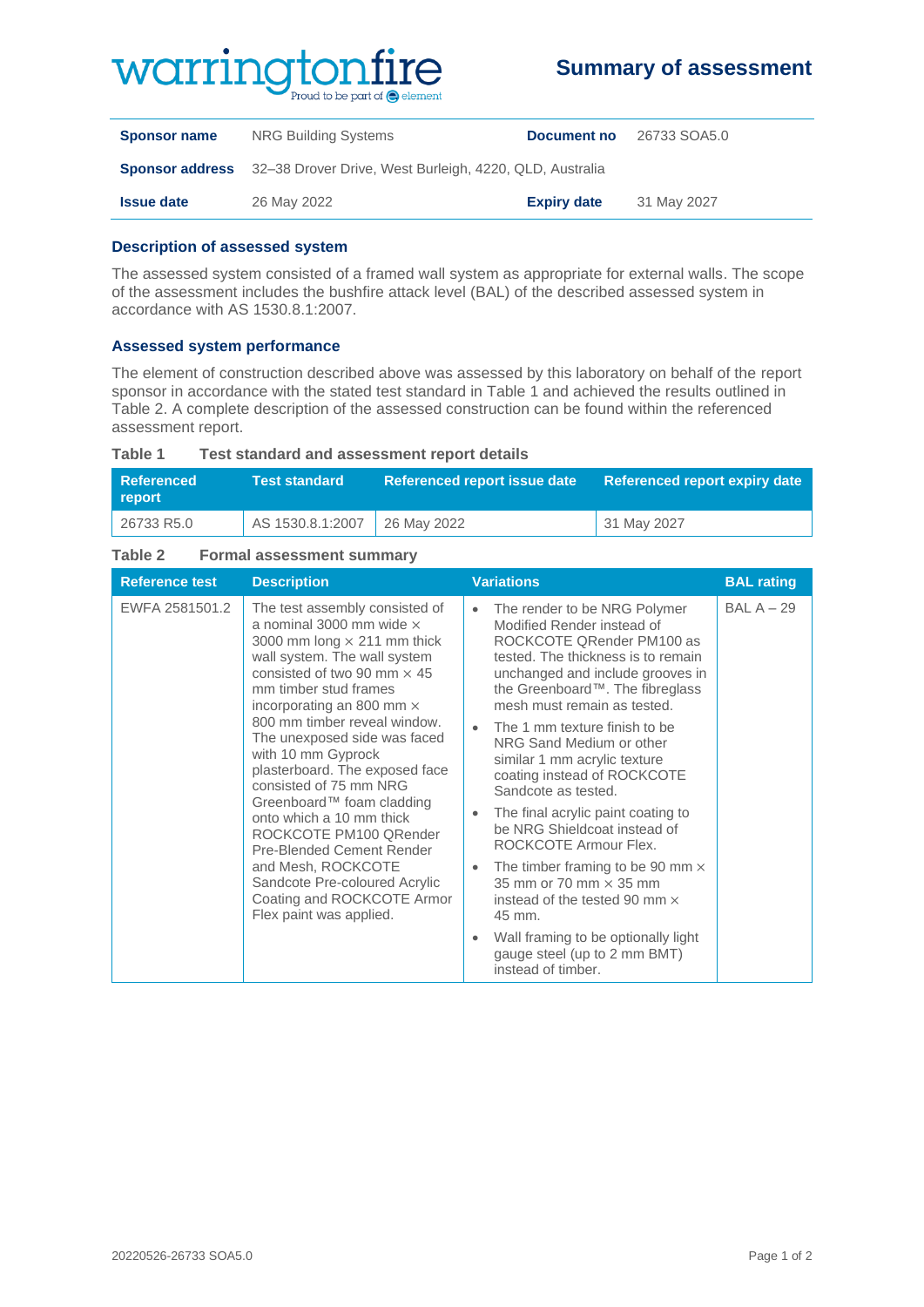warringtonfire

Proud to be part of element

# Summary of assessment

| | | | |
|---|---|---|---|
| **Sponsor name** | NRG Building Systems | **Document no** | 26733 SOA5.0 |
| **Sponsor address** | 32–38 Drover Drive, West Burleigh, 4220, QLD, Australia | | |
| **Issue date** | 26 May 2022 | **Expiry date** | 31 May 2027 |

## Description of assessed system

The assessed system consisted of a framed wall system as appropriate for external walls. The scope of the assessment includes the bushfire attack level (BAL) of the described assessed system in accordance with AS 1530.8.1:2007.

## Assessed system performance

The element of construction described above was assessed by this laboratory on behalf of the report sponsor in accordance with the stated test standard in Table 1 and achieved the results outlined in Table 2. A complete description of the assessed construction can be found within the referenced assessment report.

**Table 1 Test standard and assessment report details**

| Referenced report | Test standard | Referenced report issue date | Referenced report expiry date |
|---|---|---|---|
| 26733 R5.0 | AS 1530.8.1:2007 | 26 May 2022 | 31 May 2027 |

**Table 2 Formal assessment summary**

| Reference test | Description | Variations | BAL rating |
|---|---|---|---|
| EWFA 2581501.2 | The test assembly consisted of a nominal 3000 mm wide × 3000 mm long × 211 mm thick wall system. The wall system consisted of two 90 mm × 45 mm timber stud frames incorporating an 800 mm × 800 mm timber reveal window. The unexposed side was faced with 10 mm Gyprock plasterboard. The exposed face consisted of 75 mm NRG Greenboard™ foam cladding onto which a 10 mm thick ROCKCOTE PM100 QRender Pre-Blended Cement Render and Mesh, ROCKCOTE Sandcote Pre-coloured Acrylic Coating and ROCKCOTE Armor Flex paint was applied. | • The render to be NRG Polymer Modified Render instead of ROCKCOTE QRender PM100 as tested. The thickness is to remain unchanged and include grooves in the Greenboard™. The fibreglass mesh must remain as tested.<br>• The 1 mm texture finish to be NRG Sand Medium or other similar 1 mm acrylic texture coating instead of ROCKCOTE Sandcote as tested.<br>• The final acrylic paint coating to be NRG Shieldcoat instead of ROCKCOTE Armour Flex.<br>• The timber framing to be 90 mm × 35 mm or 70 mm × 35 mm instead of the tested 90 mm × 45 mm.<br>• Wall framing to be optionally light gauge steel (up to 2 mm BMT) instead of timber. | BAL A – 29 |

20220526-26733 SOA5.0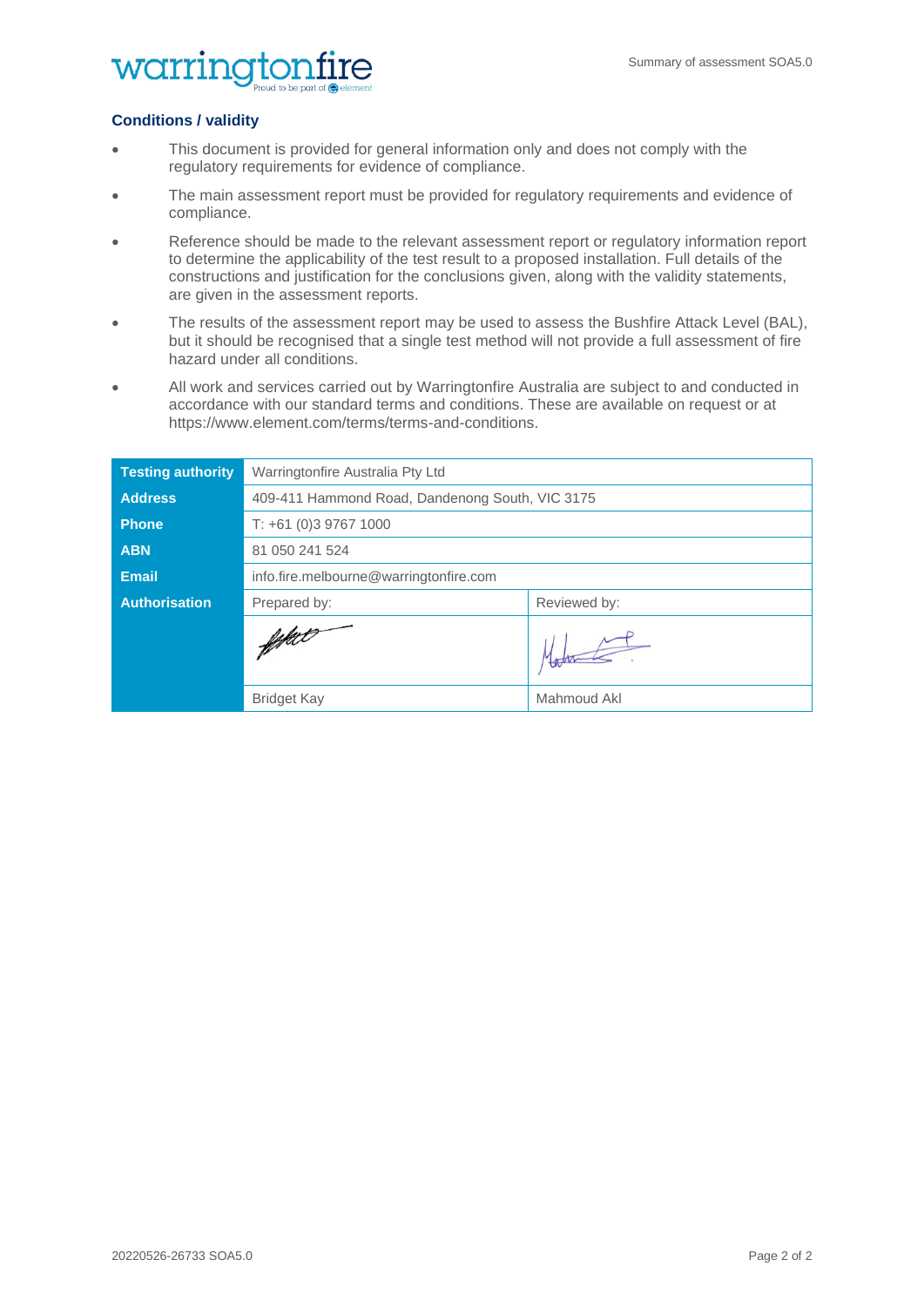## Conditions / validity

- This document is provided for general information only and does not comply with the regulatory requirements for evidence of compliance.
- The main assessment report must be provided for regulatory requirements and evidence of compliance.
- Reference should be made to the relevant assessment report or regulatory information report to determine the applicability of the test result to a proposed installation. Full details of the constructions and justification for the conclusions given, along with the validity statements, are given in the assessment reports.
- The results of the assessment report may be used to assess the Bushfire Attack Level (BAL), but it should be recognised that a single test method will not provide a full assessment of fire hazard under all conditions.
- All work and services carried out by Warringtonfire Australia are subject to and conducted in accordance with our standard terms and conditions. These are available on request or at https://www.element.com/terms/terms-and-conditions.

| | | |
|---|---|---|
| **Testing authority** | Warringtonfire Australia Pty Ltd | |
| **Address** | 409-411 Hammond Road, Dandenong South, VIC 3175 | |
| **Phone** | T: +61 (0)3 9767 1000 | |
| **ABN** | 81 050 241 524 | |
| **Email** | info.fire.melbourne@warringtonfire.com | |
| **Authorisation** | Prepared by: | Reviewed by: |
| | | |
| | Bridget Kay | Mahmoud Akl |